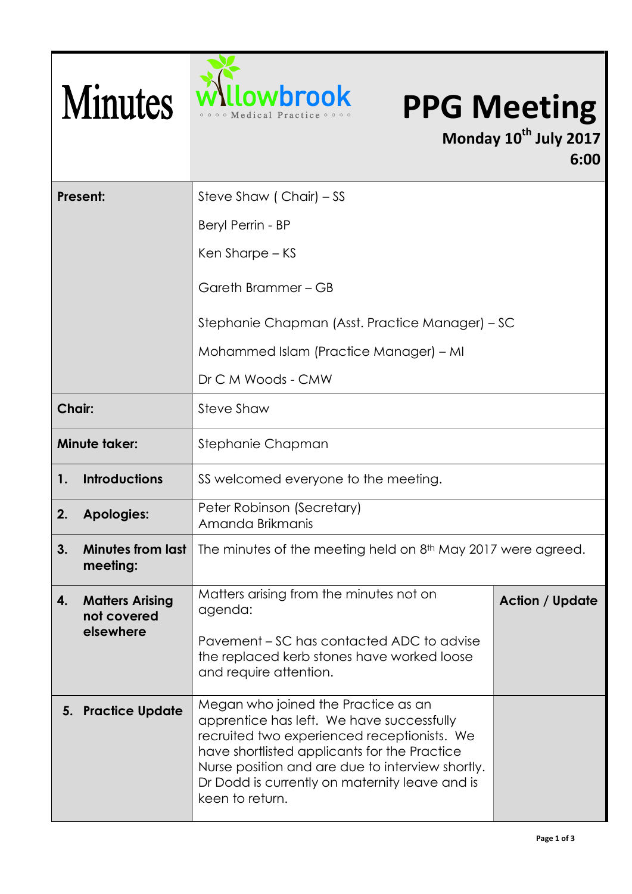# Minutes

**Willowbrook Medical Practice**

# PPG Meeting

**Monday 10th July 2017**
**6:00**

| | | |
|---|---|---|
| **Present:** | Steve Shaw ( Chair) – SS<br>Beryl Perrin - BP<br>Ken Sharpe – KS<br>Gareth Brammer – GB<br>Stephanie Chapman (Asst. Practice Manager) – SC<br>Mohammed Islam (Practice Manager) – MI<br>Dr C M Woods - CMW | |
| **Chair:** | Steve Shaw | |
| **Minute taker:** | Stephanie Chapman | |
| **1. Introductions** | SS welcomed everyone to the meeting. | |
| **2. Apologies:** | Peter Robinson (Secretary)<br>Amanda Brikmanis | |
| **3. Minutes from last meeting:** | The minutes of the meeting held on 8th May 2017 were agreed. | |
| **4. Matters Arising not covered elsewhere** | Matters arising from the minutes not on agenda:<br><br>Pavement – SC has contacted ADC to advise the replaced kerb stones have worked loose and require attention. | **Action / Update** |
| **5. Practice Update** | Megan who joined the Practice as an apprentice has left. We have successfully recruited two experienced receptionists. We have shortlisted applicants for the Practice Nurse position and are due to interview shortly. Dr Dodd is currently on maternity leave and is keen to return. | |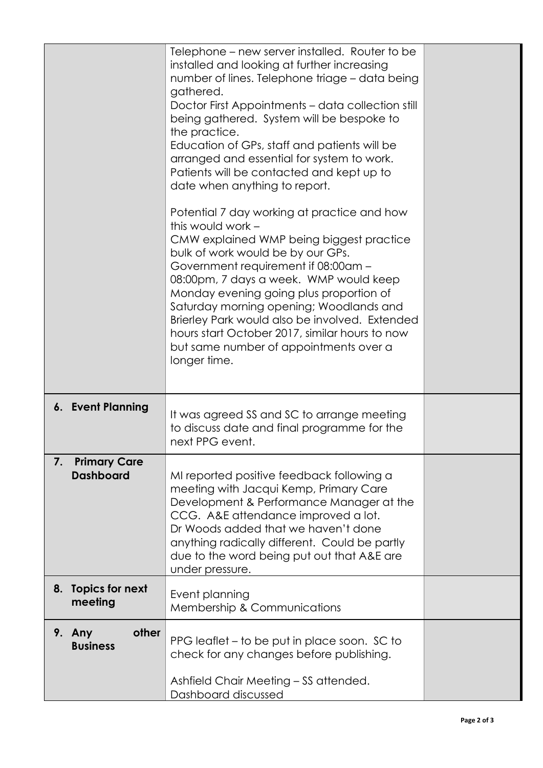| | | |
|---|---|---|
| | Telephone – new server installed. Router to be installed and looking at further increasing number of lines. Telephone triage – data being gathered.<br>Doctor First Appointments – data collection still being gathered. System will be bespoke to the practice.<br>Education of GPs, staff and patients will be arranged and essential for system to work. Patients will be contacted and kept up to date when anything to report.<br><br>Potential 7 day working at practice and how this would work –<br>CMW explained WMP being biggest practice bulk of work would be by our GPs. Government requirement if 08:00am – 08:00pm, 7 days a week. WMP would keep Monday evening going plus proportion of Saturday morning opening; Woodlands and Brierley Park would also be involved. Extended hours start October 2017, similar hours to now but same number of appointments over a longer time. | |
| **6. Event Planning** | It was agreed SS and SC to arrange meeting to discuss date and final programme for the next PPG event. | |
| **7. Primary Care Dashboard** | MI reported positive feedback following a meeting with Jacqui Kemp, Primary Care Development & Performance Manager at the CCG. A&E attendance improved a lot.<br>Dr Woods added that we haven't done anything radically different. Could be partly due to the word being put out that A&E are under pressure. | |
| **8. Topics for next meeting** | Event planning<br>Membership & Communications | |
| **9. Any other Business** | PPG leaflet – to be put in place soon. SC to check for any changes before publishing.<br><br>Ashfield Chair Meeting – SS attended. Dashboard discussed | |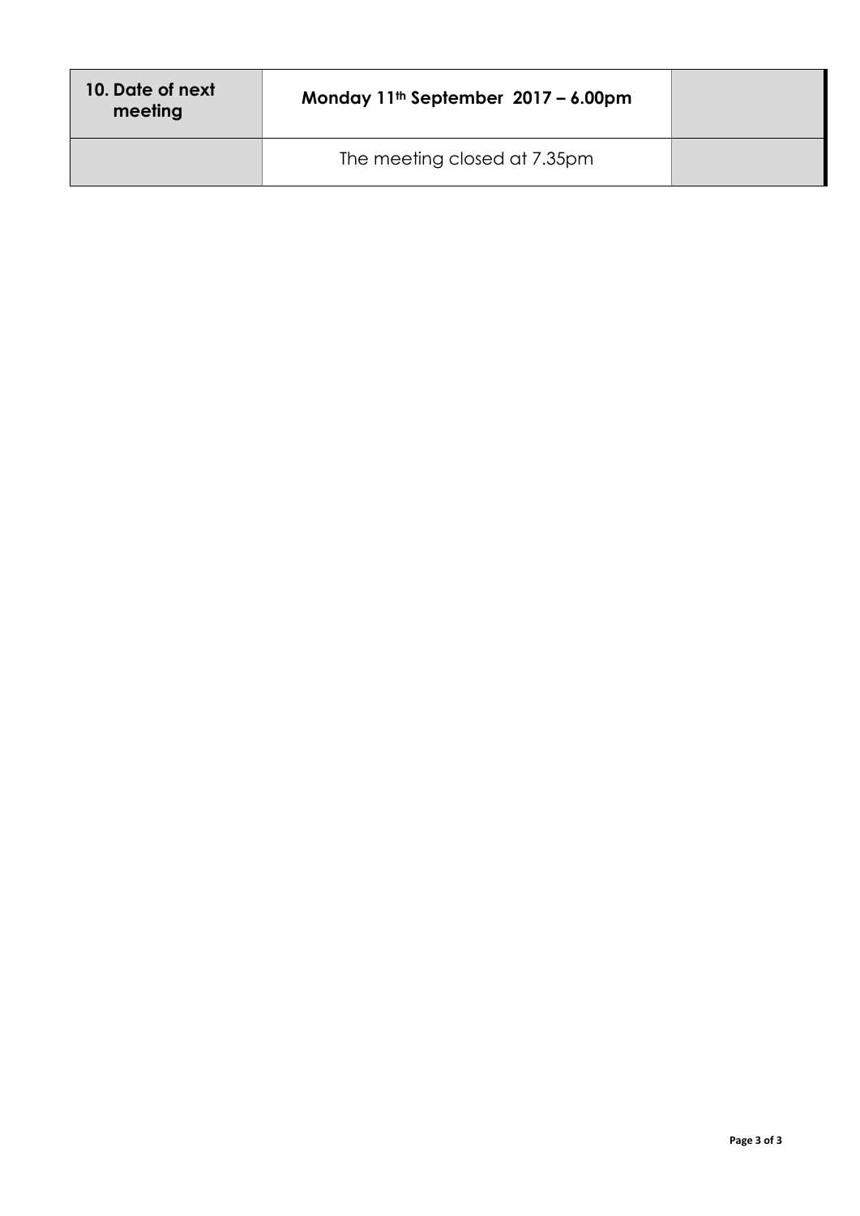| | | |
|---|---|---|
| **10. Date of next meeting** | **Monday 11th September 2017 – 6.00pm** | |
| | The meeting closed at 7.35pm | |